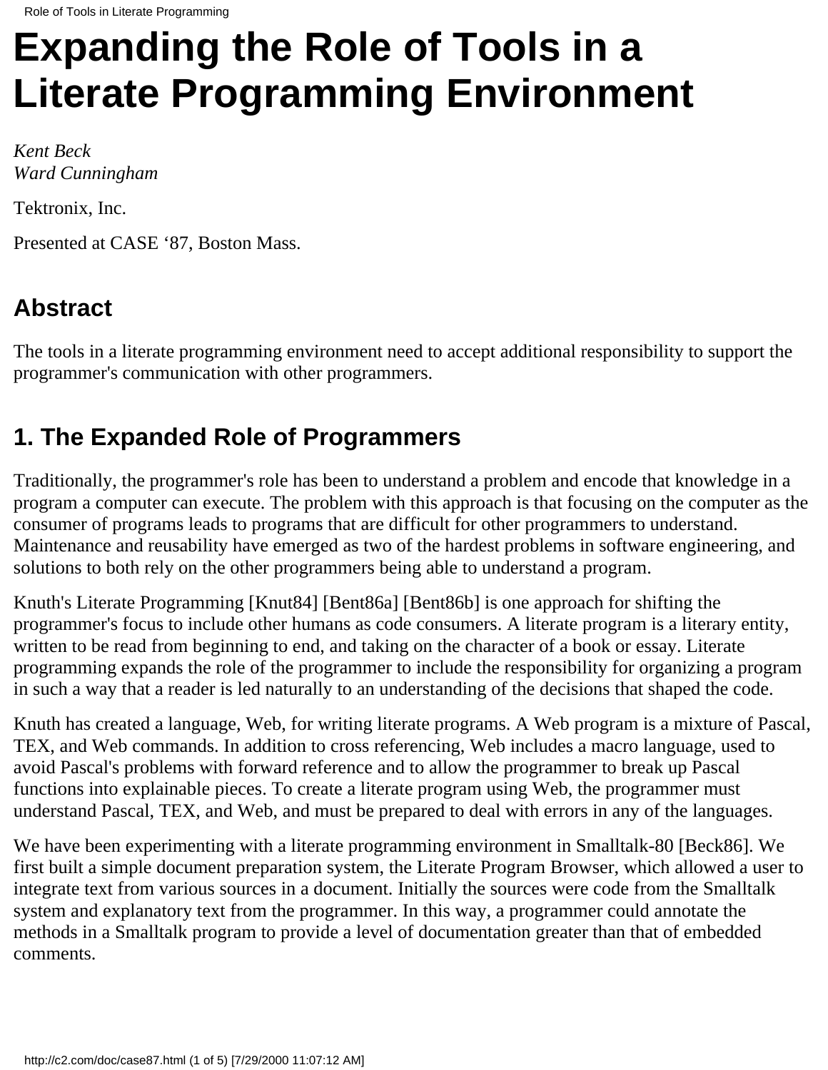# Expanding the Role of Tools in a Literate Programming Environment

*Kent Beck*
*Ward Cunningham*

Tektronix, Inc.

Presented at CASE '87, Boston Mass.

## Abstract

The tools in a literate programming environment need to accept additional responsibility to support the programmer's communication with other programmers.

## 1. The Expanded Role of Programmers

Traditionally, the programmer's role has been to understand a problem and encode that knowledge in a program a computer can execute. The problem with this approach is that focusing on the computer as the consumer of programs leads to programs that are difficult for other programmers to understand. Maintenance and reusability have emerged as two of the hardest problems in software engineering, and solutions to both rely on the other programmers being able to understand a program.

Knuth's Literate Programming [Knut84] [Bent86a] [Bent86b] is one approach for shifting the programmer's focus to include other humans as code consumers. A literate program is a literary entity, written to be read from beginning to end, and taking on the character of a book or essay. Literate programming expands the role of the programmer to include the responsibility for organizing a program in such a way that a reader is led naturally to an understanding of the decisions that shaped the code.

Knuth has created a language, Web, for writing literate programs. A Web program is a mixture of Pascal, TEX, and Web commands. In addition to cross referencing, Web includes a macro language, used to avoid Pascal's problems with forward reference and to allow the programmer to break up Pascal functions into explainable pieces. To create a literate program using Web, the programmer must understand Pascal, TEX, and Web, and must be prepared to deal with errors in any of the languages.

We have been experimenting with a literate programming environment in Smalltalk-80 [Beck86]. We first built a simple document preparation system, the Literate Program Browser, which allowed a user to integrate text from various sources in a document. Initially the sources were code from the Smalltalk system and explanatory text from the programmer. In this way, a programmer could annotate the methods in a Smalltalk program to provide a level of documentation greater than that of embedded comments.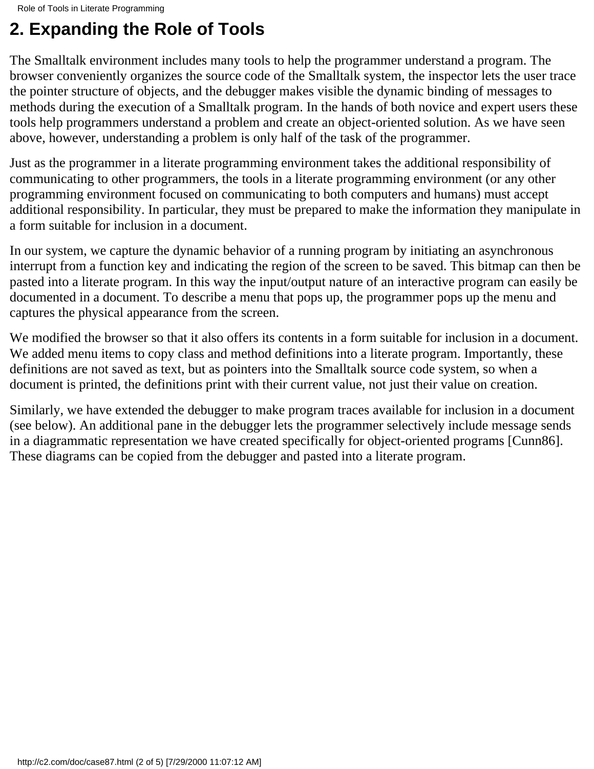## 2. Expanding the Role of Tools

The Smalltalk environment includes many tools to help the programmer understand a program. The browser conveniently organizes the source code of the Smalltalk system, the inspector lets the user trace the pointer structure of objects, and the debugger makes visible the dynamic binding of messages to methods during the execution of a Smalltalk program. In the hands of both novice and expert users these tools help programmers understand a problem and create an object-oriented solution. As we have seen above, however, understanding a problem is only half of the task of the programmer.

Just as the programmer in a literate programming environment takes the additional responsibility of communicating to other programmers, the tools in a literate programming environment (or any other programming environment focused on communicating to both computers and humans) must accept additional responsibility. In particular, they must be prepared to make the information they manipulate in a form suitable for inclusion in a document.

In our system, we capture the dynamic behavior of a running program by initiating an asynchronous interrupt from a function key and indicating the region of the screen to be saved. This bitmap can then be pasted into a literate program. In this way the input/output nature of an interactive program can easily be documented in a document. To describe a menu that pops up, the programmer pops up the menu and captures the physical appearance from the screen.

We modified the browser so that it also offers its contents in a form suitable for inclusion in a document. We added menu items to copy class and method definitions into a literate program. Importantly, these definitions are not saved as text, but as pointers into the Smalltalk source code system, so when a document is printed, the definitions print with their current value, not just their value on creation.

Similarly, we have extended the debugger to make program traces available for inclusion in a document (see below). An additional pane in the debugger lets the programmer selectively include message sends in a diagrammatic representation we have created specifically for object-oriented programs [Cunn86]. These diagrams can be copied from the debugger and pasted into a literate program.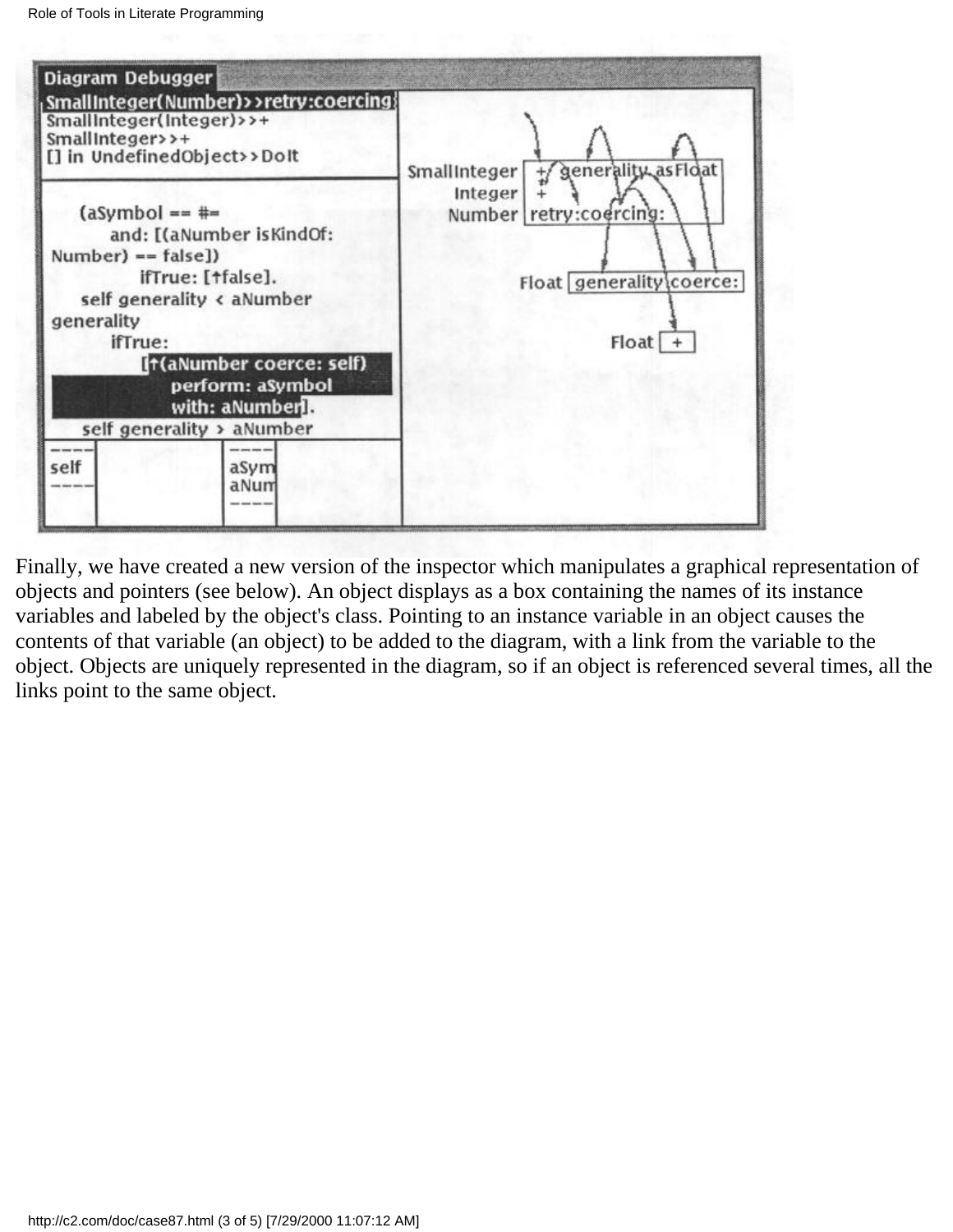Finally, we have created a new version of the inspector which manipulates a graphical representation of objects and pointers (see below). An object displays as a box containing the names of its instance variables and labeled by the object's class. Pointing to an instance variable in an object causes the contents of that variable (an object) to be added to the diagram, with a link from the variable to the object. Objects are uniquely represented in the diagram, so if an object is referenced several times, all the links point to the same object.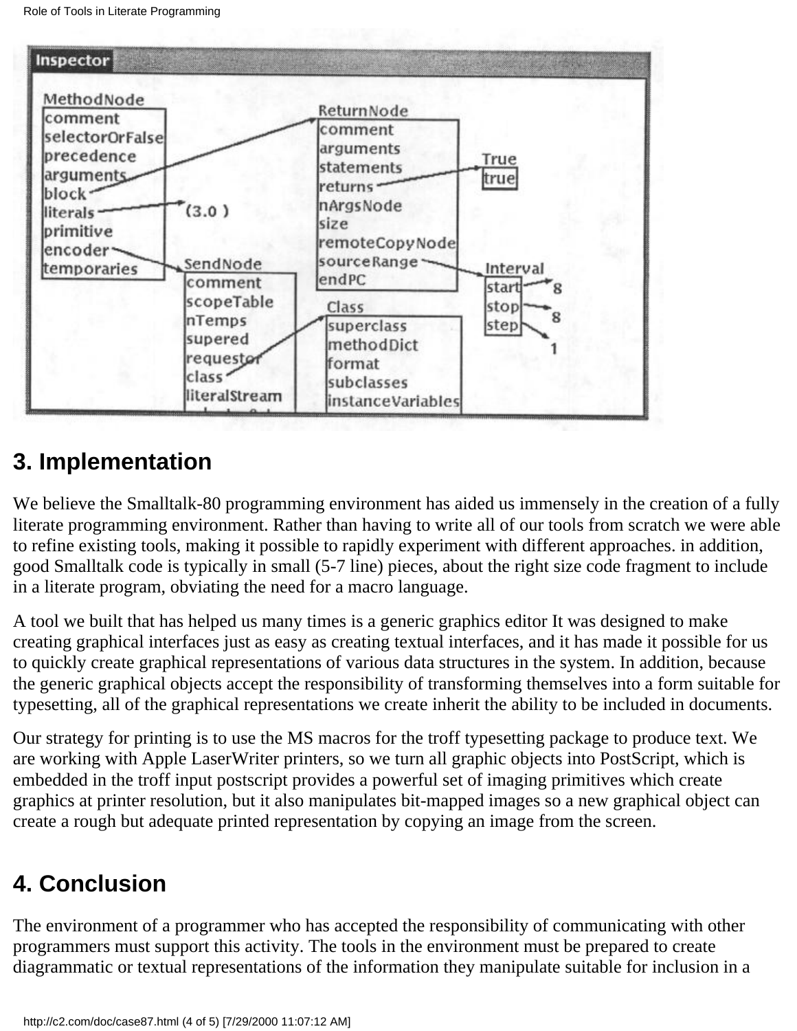## 3. Implementation

We believe the Smalltalk-80 programming environment has aided us immensely in the creation of a fully literate programming environment. Rather than having to write all of our tools from scratch we were able to refine existing tools, making it possible to rapidly experiment with different approaches. in addition, good Smalltalk code is typically in small (5-7 line) pieces, about the right size code fragment to include in a literate program, obviating the need for a macro language.

A tool we built that has helped us many times is a generic graphics editor It was designed to make creating graphical interfaces just as easy as creating textual interfaces, and it has made it possible for us to quickly create graphical representations of various data structures in the system. In addition, because the generic graphical objects accept the responsibility of transforming themselves into a form suitable for typesetting, all of the graphical representations we create inherit the ability to be included in documents.

Our strategy for printing is to use the MS macros for the troff typesetting package to produce text. We are working with Apple LaserWriter printers, so we turn all graphic objects into PostScript, which is embedded in the troff input postscript provides a powerful set of imaging primitives which create graphics at printer resolution, but it also manipulates bit-mapped images so a new graphical object can create a rough but adequate printed representation by copying an image from the screen.

## 4. Conclusion

The environment of a programmer who has accepted the responsibility of communicating with other programmers must support this activity. The tools in the environment must be prepared to create diagrammatic or textual representations of the information they manipulate suitable for inclusion in a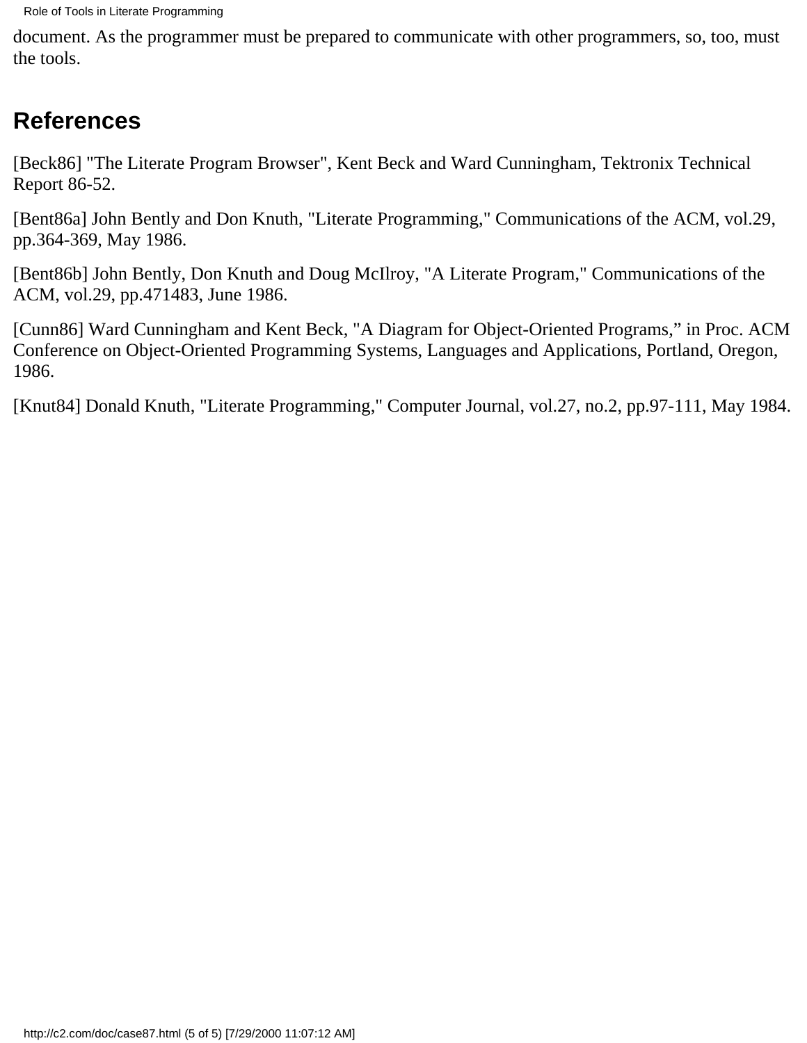document. As the programmer must be prepared to communicate with other programmers, so, too, must the tools.

## References

[Beck86] "The Literate Program Browser", Kent Beck and Ward Cunningham, Tektronix Technical Report 86-52.

[Bent86a] John Bently and Don Knuth, "Literate Programming," Communications of the ACM, vol.29, pp.364-369, May 1986.

[Bent86b] John Bently, Don Knuth and Doug McIlroy, "A Literate Program," Communications of the ACM, vol.29, pp.471483, June 1986.

[Cunn86] Ward Cunningham and Kent Beck, "A Diagram for Object-Oriented Programs," in Proc. ACM Conference on Object-Oriented Programming Systems, Languages and Applications, Portland, Oregon, 1986.

[Knut84] Donald Knuth, "Literate Programming," Computer Journal, vol.27, no.2, pp.97-111, May 1984.